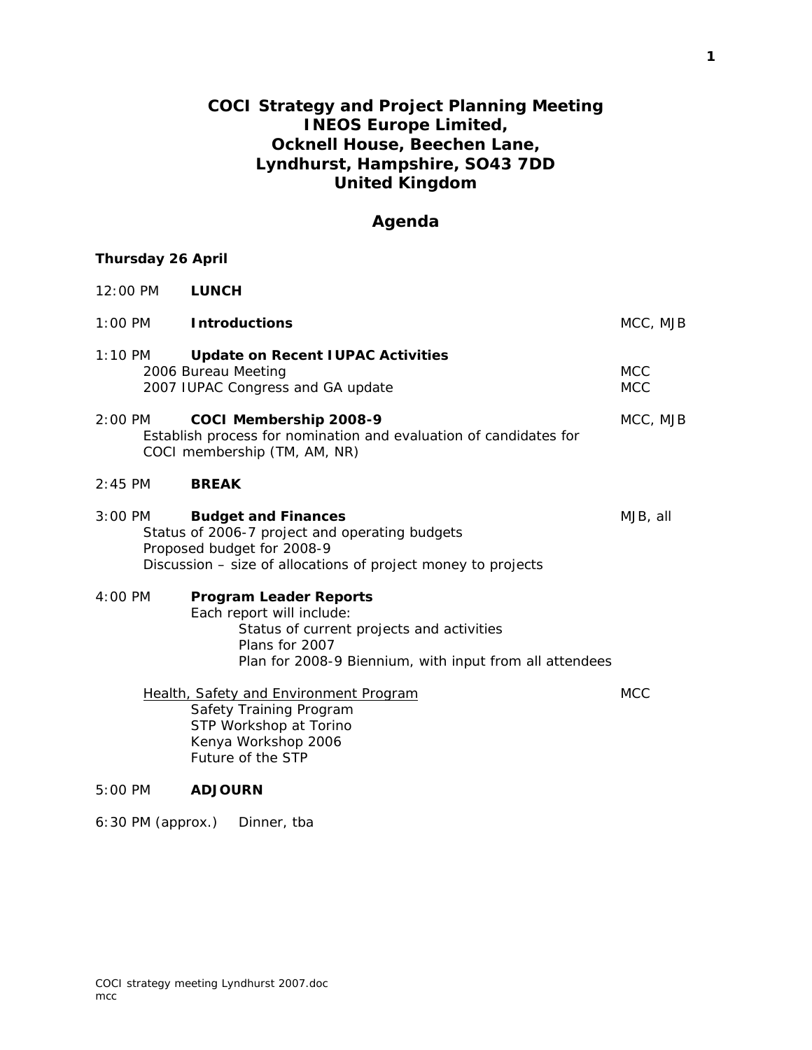# COCI Strategy and Project Planning Meeting
# INEOS Europe Limited,
# Ocknell House, Beechen Lane,
# Lyndhurst, Hampshire, SO43 7DD
# United Kingdom

## Agenda

**Thursday 26 April**

12:00 PM **LUNCH**

1:00 PM **Introductions** — MCC, MJB

1:10 PM **Update on Recent IUPAC Activities**
- 2006 Bureau Meeting — MCC
- 2007 IUPAC Congress and GA update — MCC

2:00 PM **COCI Membership 2008-9** — MCC, MJB
Establish process for nomination and evaluation of candidates for COCI membership (TM, AM, NR)

2:45 PM **BREAK**

3:00 PM **Budget and Finances** — MJB, all
- Status of 2006-7 project and operating budgets
- Proposed budget for 2008-9
- Discussion – size of allocations of project money to projects

4:00 PM **Program Leader Reports**
Each report will include:
- Status of current projects and activities
- Plans for 2007
- Plan for 2008-9 Biennium, with input from all attendees

Health, Safety and Environment Program — MCC
- Safety Training Program
- STP Workshop at Torino
- Kenya Workshop 2006
- Future of the STP

5:00 PM **ADJOURN**

6:30 PM (approx.) Dinner, tba

COCI strategy meeting Lyndhurst 2007.doc
mcc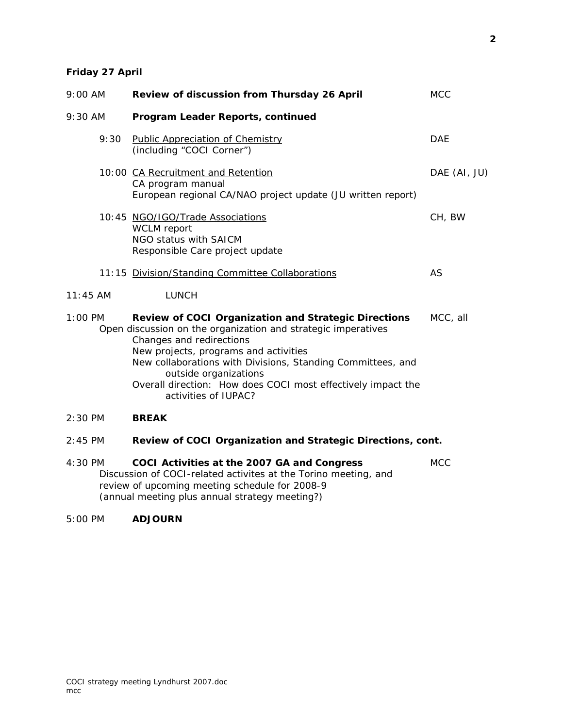**Friday 27 April**

| | | |
|---|---|---|
| 9:00 AM | **Review of discussion from Thursday 26 April** | MCC |
| 9:30 AM | **Program Leader Reports, continued** | |
| 9:30 | Public Appreciation of Chemistry<br>(including "COCI Corner") | DAE |
| 10:00 | CA Recruitment and Retention<br>CA program manual<br>European regional CA/NAO project update (JU written report) | DAE (AI, JU) |
| 10:45 | NGO/IGO/Trade Associations<br>WCLM report<br>NGO status with SAICM<br>Responsible Care project update | CH, BW |
| 11:15 | Division/Standing Committee Collaborations | AS |
| 11:45 AM | LUNCH | |
| 1:00 PM | **Review of COCI Organization and Strategic Directions**<br>Open discussion on the organization and strategic imperatives<br>Changes and redirections<br>New projects, programs and activities<br>New collaborations with Divisions, Standing Committees, and outside organizations<br>Overall direction: How does COCI most effectively impact the activities of IUPAC? | MCC, all |
| 2:30 PM | **BREAK** | |
| 2:45 PM | **Review of COCI Organization and Strategic Directions, cont.** | |
| 4:30 PM | **COCI Activities at the 2007 GA and Congress**<br>Discussion of COCI-related activites at the Torino meeting, and review of upcoming meeting schedule for 2008-9<br>(annual meeting plus annual strategy meeting?) | MCC |
| 5:00 PM | **ADJOURN** | |

COCI strategy meeting Lyndhurst 2007.doc
mcc